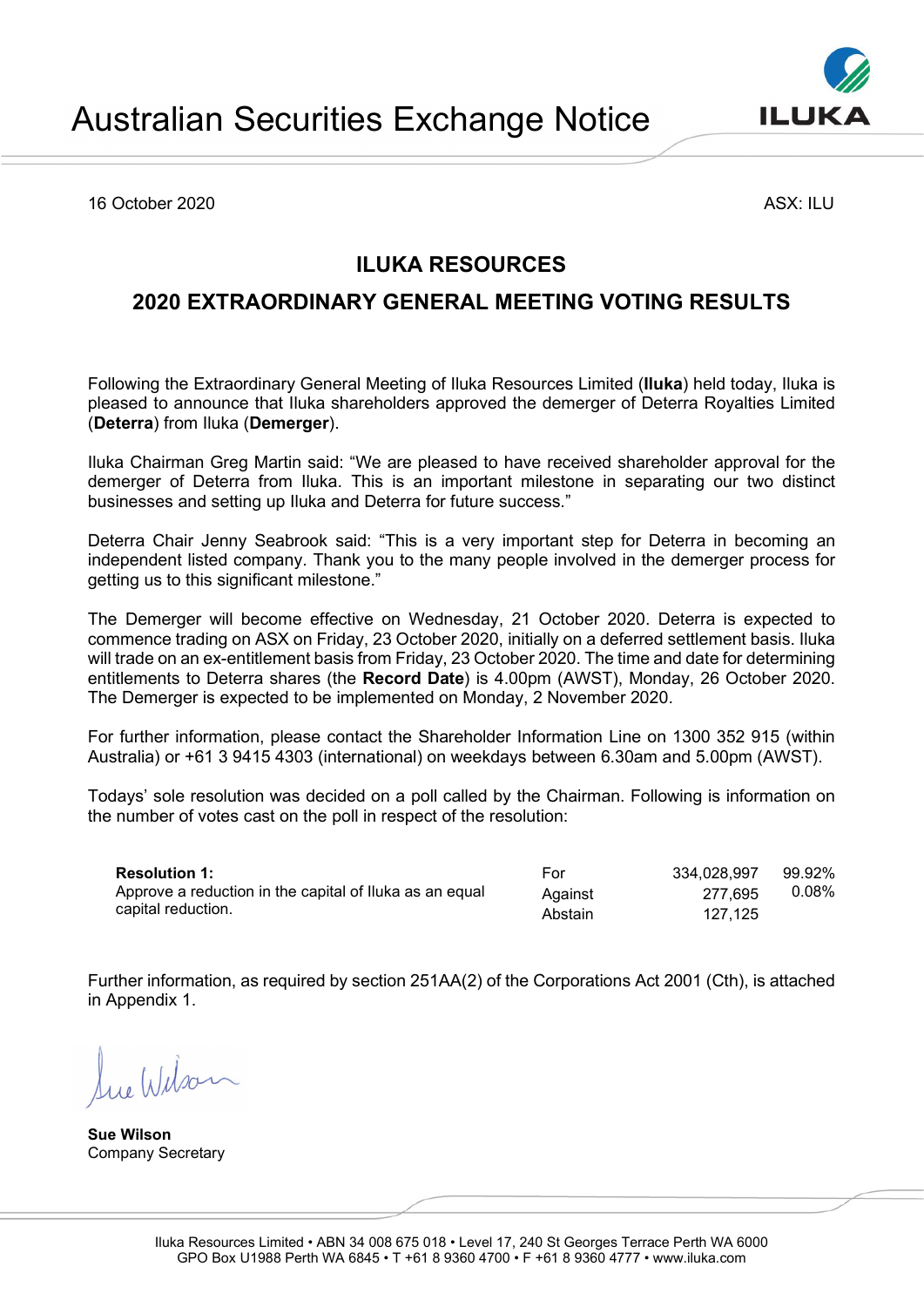# Australian Securities Exchange Notice

16 October 2020

ASX: ILU

## ILUKA RESOURCES

## 2020 EXTRAORDINARY GENERAL MEETING VOTING RESULTS

Following the Extraordinary General Meeting of Iluka Resources Limited (**Iluka**) held today, Iluka is pleased to announce that Iluka shareholders approved the demerger of Deterra Royalties Limited (**Deterra**) from Iluka (**Demerger**).

Iluka Chairman Greg Martin said: "We are pleased to have received shareholder approval for the demerger of Deterra from Iluka. This is an important milestone in separating our two distinct businesses and setting up Iluka and Deterra for future success."

Deterra Chair Jenny Seabrook said: "This is a very important step for Deterra in becoming an independent listed company. Thank you to the many people involved in the demerger process for getting us to this significant milestone."

The Demerger will become effective on Wednesday, 21 October 2020. Deterra is expected to commence trading on ASX on Friday, 23 October 2020, initially on a deferred settlement basis. Iluka will trade on an ex-entitlement basis from Friday, 23 October 2020. The time and date for determining entitlements to Deterra shares (the **Record Date**) is 4.00pm (AWST), Monday, 26 October 2020. The Demerger is expected to be implemented on Monday, 2 November 2020.

For further information, please contact the Shareholder Information Line on 1300 352 915 (within Australia) or +61 3 9415 4303 (international) on weekdays between 6.30am and 5.00pm (AWST).

Todays' sole resolution was decided on a poll called by the Chairman. Following is information on the number of votes cast on the poll in respect of the resolution:

| Resolution | | Votes | % |
|---|---|---|---|
| **Resolution 1:** Approve a reduction in the capital of Iluka as an equal capital reduction. | For | 334,028,997 | 99.92% |
| | Against | 277,695 | 0.08% |
| | Abstain | 127,125 | |

Further information, as required by section 251AA(2) of the Corporations Act 2001 (Cth), is attached in Appendix 1.

Sue Wilson

**Sue Wilson**
Company Secretary

Iluka Resources Limited • ABN 34 008 675 018 • Level 17, 240 St Georges Terrace Perth WA 6000
GPO Box U1988 Perth WA 6845 • T +61 8 9360 4700 • F +61 8 9360 4777 • www.iluka.com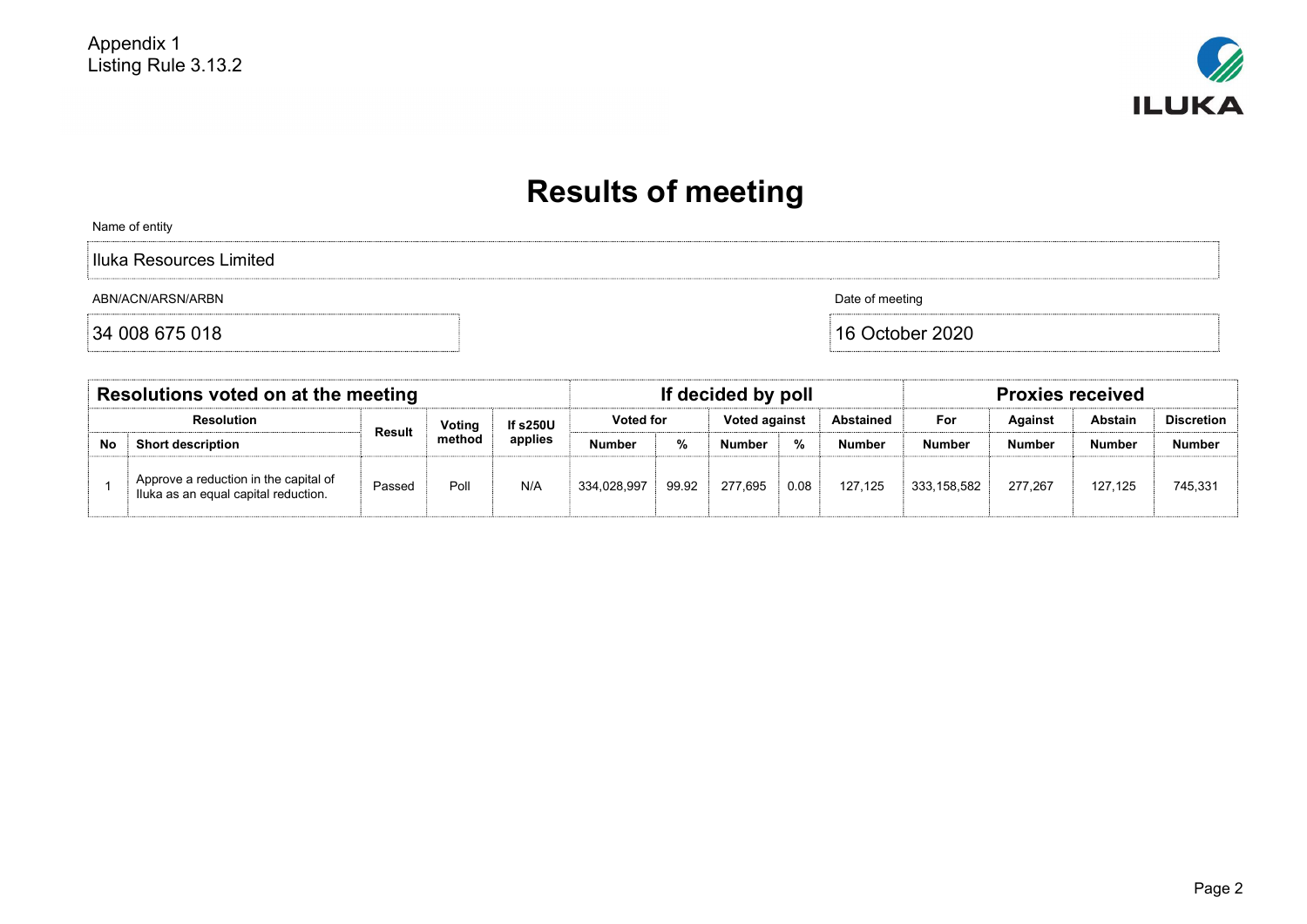Appendix 1
Listing Rule 3.13.2

# Results of meeting

Name of entity

Iluka Resources Limited

ABN/ACN/ARSN/ARBN

34 008 675 018

Date of meeting

16 October 2020

| Resolutions voted on at the meeting | | | | | If decided by poll | | | | | Proxies received | | | |
|---|---|---|---|---|---|---|---|---|---|---|---|---|---|
| Resolution | | Result | Voting method | If s250U applies | Voted for | | Voted against | | Abstained | For | Against | Abstain | Discretion |
| No | Short description | | | | Number | % | Number | % | Number | Number | Number | Number | Number |
| 1 | Approve a reduction in the capital of Iluka as an equal capital reduction. | Passed | Poll | N/A | 334,028,997 | 99.92 | 277,695 | 0.08 | 127,125 | 333,158,582 | 277,267 | 127,125 | 745,331 |